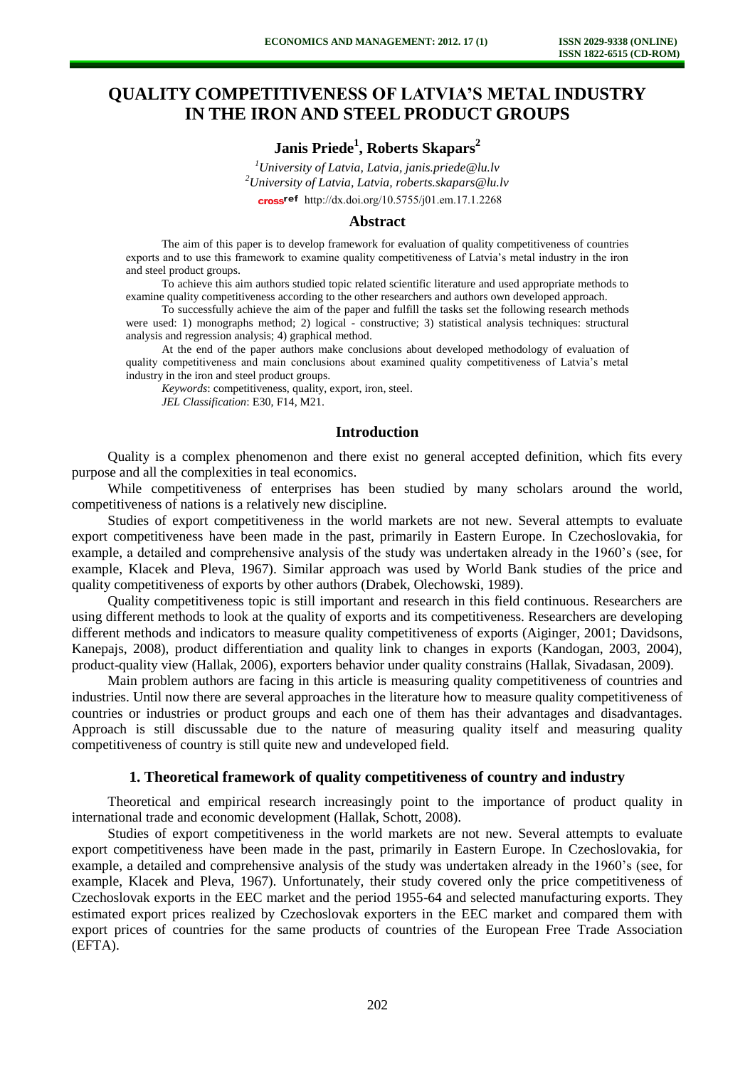# QUALITY COMPETITIVENESS OF LATVIA'S METAL INDUSTRY IN THE IRON AND STEEL PRODUCT GROUPS

**Janis Priede[1], Roberts Skapars[2]**

*[1]University of Latvia, Latvia, janis.priede@lu.lv*
*[2]University of Latvia, Latvia, roberts.skapars@lu.lv*
http://dx.doi.org/10.5755/j01.em.17.1.2268

## Abstract

The aim of this paper is to develop framework for evaluation of quality competitiveness of countries exports and to use this framework to examine quality competitiveness of Latvia's metal industry in the iron and steel product groups.

To achieve this aim authors studied topic related scientific literature and used appropriate methods to examine quality competitiveness according to the other researchers and authors own developed approach.

To successfully achieve the aim of the paper and fulfill the tasks set the following research methods were used: 1) monographs method; 2) logical - constructive; 3) statistical analysis techniques: structural analysis and regression analysis; 4) graphical method.

At the end of the paper authors make conclusions about developed methodology of evaluation of quality competitiveness and main conclusions about examined quality competitiveness of Latvia's metal industry in the iron and steel product groups.

*Keywords*: competitiveness, quality, export, iron, steel.

*JEL Classification*: E30, F14, M21.

## Introduction

Quality is a complex phenomenon and there exist no general accepted definition, which fits every purpose and all the complexities in teal economics.

While competitiveness of enterprises has been studied by many scholars around the world, competitiveness of nations is a relatively new discipline.

Studies of export competitiveness in the world markets are not new. Several attempts to evaluate export competitiveness have been made in the past, primarily in Eastern Europe. In Czechoslovakia, for example, a detailed and comprehensive analysis of the study was undertaken already in the 1960's (see, for example, Klacek and Pleva, 1967). Similar approach was used by World Bank studies of the price and quality competitiveness of exports by other authors (Drabek, Olechowski, 1989).

Quality competitiveness topic is still important and research in this field continuous. Researchers are using different methods to look at the quality of exports and its competitiveness. Researchers are developing different methods and indicators to measure quality competitiveness of exports (Aiginger, 2001; Davidsons, Kanepajs, 2008), product differentiation and quality link to changes in exports (Kandogan, 2003, 2004), product-quality view (Hallak, 2006), exporters behavior under quality constrains (Hallak, Sivadasan, 2009).

Main problem authors are facing in this article is measuring quality competitiveness of countries and industries. Until now there are several approaches in the literature how to measure quality competitiveness of countries or industries or product groups and each one of them has their advantages and disadvantages. Approach is still discussable due to the nature of measuring quality itself and measuring quality competitiveness of country is still quite new and undeveloped field.

## 1. Theoretical framework of quality competitiveness of country and industry

Theoretical and empirical research increasingly point to the importance of product quality in international trade and economic development (Hallak, Schott, 2008).

Studies of export competitiveness in the world markets are not new. Several attempts to evaluate export competitiveness have been made in the past, primarily in Eastern Europe. In Czechoslovakia, for example, a detailed and comprehensive analysis of the study was undertaken already in the 1960's (see, for example, Klacek and Pleva, 1967). Unfortunately, their study covered only the price competitiveness of Czechoslovak exports in the EEC market and the period 1955-64 and selected manufacturing exports. They estimated export prices realized by Czechoslovak exporters in the EEC market and compared them with export prices of countries for the same products of countries of the European Free Trade Association (EFTA).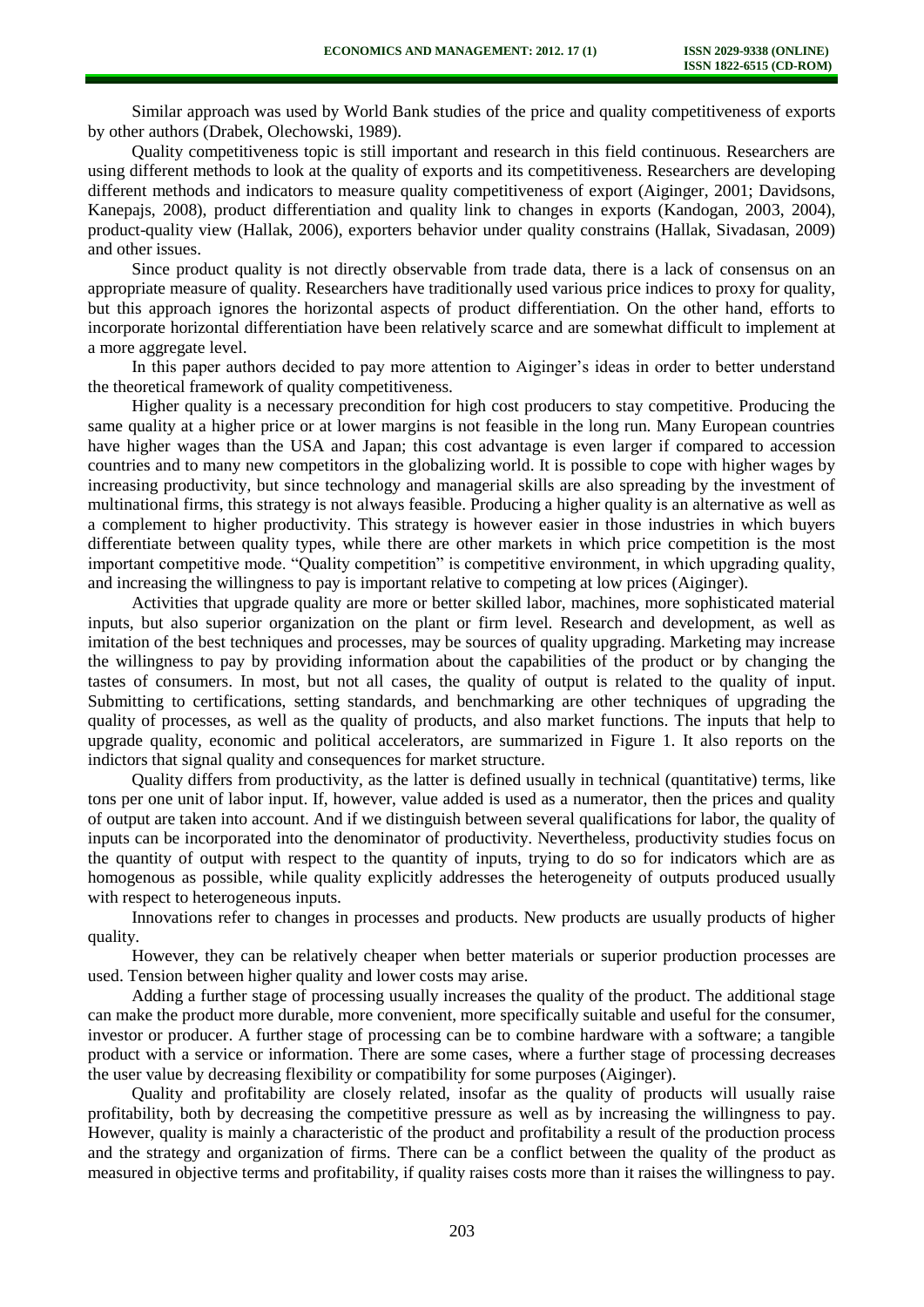Similar approach was used by World Bank studies of the price and quality competitiveness of exports by other authors (Drabek, Olechowski, 1989).

Quality competitiveness topic is still important and research in this field continuous. Researchers are using different methods to look at the quality of exports and its competitiveness. Researchers are developing different methods and indicators to measure quality competitiveness of export (Aiginger, 2001; Davidsons, Kanepajs, 2008), product differentiation and quality link to changes in exports (Kandogan, 2003, 2004), product-quality view (Hallak, 2006), exporters behavior under quality constrains (Hallak, Sivadasan, 2009) and other issues.

Since product quality is not directly observable from trade data, there is a lack of consensus on an appropriate measure of quality. Researchers have traditionally used various price indices to proxy for quality, but this approach ignores the horizontal aspects of product differentiation. On the other hand, efforts to incorporate horizontal differentiation have been relatively scarce and are somewhat difficult to implement at a more aggregate level.

In this paper authors decided to pay more attention to Aiginger's ideas in order to better understand the theoretical framework of quality competitiveness.

Higher quality is a necessary precondition for high cost producers to stay competitive. Producing the same quality at a higher price or at lower margins is not feasible in the long run. Many European countries have higher wages than the USA and Japan; this cost advantage is even larger if compared to accession countries and to many new competitors in the globalizing world. It is possible to cope with higher wages by increasing productivity, but since technology and managerial skills are also spreading by the investment of multinational firms, this strategy is not always feasible. Producing a higher quality is an alternative as well as a complement to higher productivity. This strategy is however easier in those industries in which buyers differentiate between quality types, while there are other markets in which price competition is the most important competitive mode. "Quality competition" is competitive environment, in which upgrading quality, and increasing the willingness to pay is important relative to competing at low prices (Aiginger).

Activities that upgrade quality are more or better skilled labor, machines, more sophisticated material inputs, but also superior organization on the plant or firm level. Research and development, as well as imitation of the best techniques and processes, may be sources of quality upgrading. Marketing may increase the willingness to pay by providing information about the capabilities of the product or by changing the tastes of consumers. In most, but not all cases, the quality of output is related to the quality of input. Submitting to certifications, setting standards, and benchmarking are other techniques of upgrading the quality of processes, as well as the quality of products, and also market functions. The inputs that help to upgrade quality, economic and political accelerators, are summarized in Figure 1. It also reports on the indictors that signal quality and consequences for market structure.

Quality differs from productivity, as the latter is defined usually in technical (quantitative) terms, like tons per one unit of labor input. If, however, value added is used as a numerator, then the prices and quality of output are taken into account. And if we distinguish between several qualifications for labor, the quality of inputs can be incorporated into the denominator of productivity. Nevertheless, productivity studies focus on the quantity of output with respect to the quantity of inputs, trying to do so for indicators which are as homogenous as possible, while quality explicitly addresses the heterogeneity of outputs produced usually with respect to heterogeneous inputs.

Innovations refer to changes in processes and products. New products are usually products of higher quality.

However, they can be relatively cheaper when better materials or superior production processes are used. Tension between higher quality and lower costs may arise.

Adding a further stage of processing usually increases the quality of the product. The additional stage can make the product more durable, more convenient, more specifically suitable and useful for the consumer, investor or producer. A further stage of processing can be to combine hardware with a software; a tangible product with a service or information. There are some cases, where a further stage of processing decreases the user value by decreasing flexibility or compatibility for some purposes (Aiginger).

Quality and profitability are closely related, insofar as the quality of products will usually raise profitability, both by decreasing the competitive pressure as well as by increasing the willingness to pay. However, quality is mainly a characteristic of the product and profitability a result of the production process and the strategy and organization of firms. There can be a conflict between the quality of the product as measured in objective terms and profitability, if quality raises costs more than it raises the willingness to pay.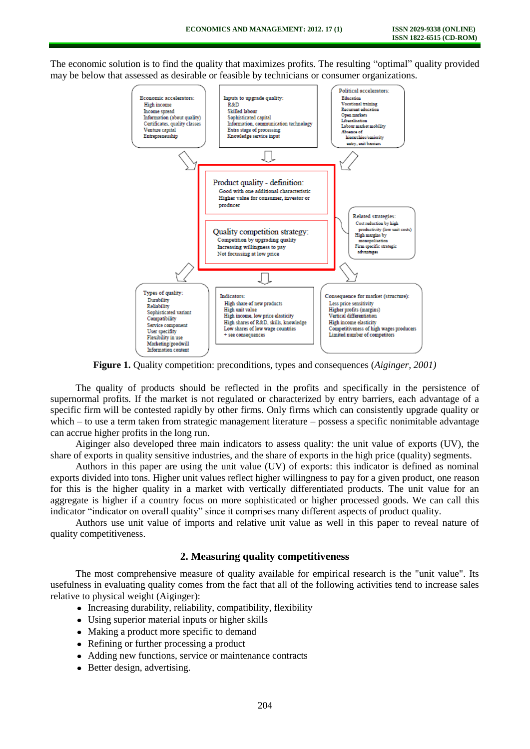The economic solution is to find the quality that maximizes profits. The resulting "optimal" quality provided may be below that assessed as desirable or feasible by technicians or consumer organizations.

Economic accelerators:
- High income
- Income spread
- Information (about quality)
- Certificates, quality classes
- Venture capital
- Entrepreneuship

Inputs to upgrade quality:
- R&D
- Skilled labour
- Sophisticated capital
- Information, communication technology
- Extra stage of processing
- Knowledge service input

Political accelerators:
- Education
- Vocational training
- Recurrent education
- Open markets
- Liberalisation
- Labour market mobility
- Absence of hierarchies/seniority entry, exit barriers

Product quality - definition:
- Good with one additional characteristic
- Higher value for consumer, investor or producer

Quality competition strategy:
- Competition by upgrading quality
- Increasing willingness to pay
- Not focussing at low price

Related strategies:
- Cost reduction by high productivity (low unit costs)
- High margins by monopolisation
- Firm specific strategic advantages

Types of quality:
- Durability
- Reliability
- Sophisticated variant
- Compatibility
- Service component
- User specifity
- Flexibility in use
- Marketing/goodwill
- Information content

Indicators:
- High share of new products
- High unit value
- High income, low price elasticity
- High shares of R&D, skills, knowledge
- Low shares of low wage countries
- \+ see consequences

Consequence for market (structure):
- Less price sensitivity
- Higher profits (margins)
- Vertical differentiation
- High income elasticity
- Competitiveness of high wages producers
- Limited number of competitors

**Figure 1.** Quality competition: preconditions, types and consequences (*Aiginger, 2001)*

The quality of products should be reflected in the profits and specifically in the persistence of supernormal profits. If the market is not regulated or characterized by entry barriers, each advantage of a specific firm will be contested rapidly by other firms. Only firms which can consistently upgrade quality or which – to use a term taken from strategic management literature – possess a specific nonimitable advantage can accrue higher profits in the long run.

Aiginger also developed three main indicators to assess quality: the unit value of exports (UV), the share of exports in quality sensitive industries, and the share of exports in the high price (quality) segments.

Authors in this paper are using the unit value (UV) of exports: this indicator is defined as nominal exports divided into tons. Higher unit values reflect higher willingness to pay for a given product, one reason for this is the higher quality in a market with vertically differentiated products. The unit value for an aggregate is higher if a country focus on more sophisticated or higher processed goods. We can call this indicator "indicator on overall quality" since it comprises many different aspects of product quality.

Authors use unit value of imports and relative unit value as well in this paper to reveal nature of quality competitiveness.

## 2. Measuring quality competitiveness

The most comprehensive measure of quality available for empirical research is the "unit value". Its usefulness in evaluating quality comes from the fact that all of the following activities tend to increase sales relative to physical weight (Aiginger):

- Increasing durability, reliability, compatibility, flexibility
- Using superior material inputs or higher skills
- Making a product more specific to demand
- Refining or further processing a product
- Adding new functions, service or maintenance contracts
- Better design, advertising.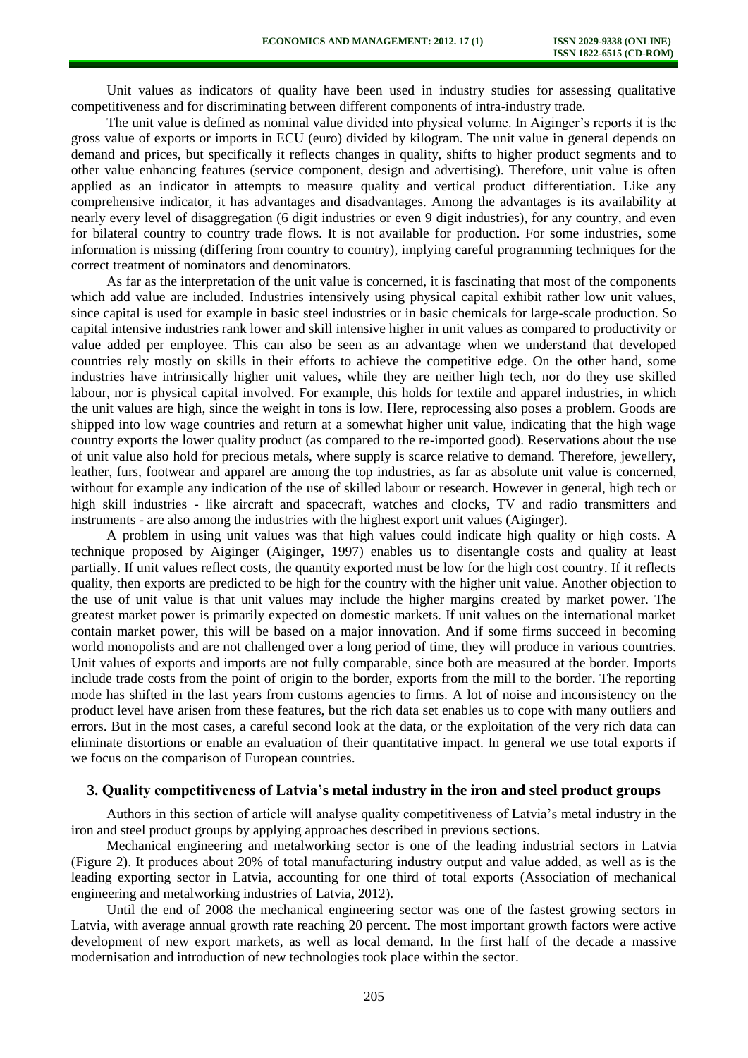Unit values as indicators of quality have been used in industry studies for assessing qualitative competitiveness and for discriminating between different components of intra-industry trade.

The unit value is defined as nominal value divided into physical volume. In Aiginger's reports it is the gross value of exports or imports in ECU (euro) divided by kilogram. The unit value in general depends on demand and prices, but specifically it reflects changes in quality, shifts to higher product segments and to other value enhancing features (service component, design and advertising). Therefore, unit value is often applied as an indicator in attempts to measure quality and vertical product differentiation. Like any comprehensive indicator, it has advantages and disadvantages. Among the advantages is its availability at nearly every level of disaggregation (6 digit industries or even 9 digit industries), for any country, and even for bilateral country to country trade flows. It is not available for production. For some industries, some information is missing (differing from country to country), implying careful programming techniques for the correct treatment of nominators and denominators.

As far as the interpretation of the unit value is concerned, it is fascinating that most of the components which add value are included. Industries intensively using physical capital exhibit rather low unit values, since capital is used for example in basic steel industries or in basic chemicals for large-scale production. So capital intensive industries rank lower and skill intensive higher in unit values as compared to productivity or value added per employee. This can also be seen as an advantage when we understand that developed countries rely mostly on skills in their efforts to achieve the competitive edge. On the other hand, some industries have intrinsically higher unit values, while they are neither high tech, nor do they use skilled labour, nor is physical capital involved. For example, this holds for textile and apparel industries, in which the unit values are high, since the weight in tons is low. Here, reprocessing also poses a problem. Goods are shipped into low wage countries and return at a somewhat higher unit value, indicating that the high wage country exports the lower quality product (as compared to the re-imported good). Reservations about the use of unit value also hold for precious metals, where supply is scarce relative to demand. Therefore, jewellery, leather, furs, footwear and apparel are among the top industries, as far as absolute unit value is concerned, without for example any indication of the use of skilled labour or research. However in general, high tech or high skill industries - like aircraft and spacecraft, watches and clocks, TV and radio transmitters and instruments - are also among the industries with the highest export unit values (Aiginger).

A problem in using unit values was that high values could indicate high quality or high costs. A technique proposed by Aiginger (Aiginger, 1997) enables us to disentangle costs and quality at least partially. If unit values reflect costs, the quantity exported must be low for the high cost country. If it reflects quality, then exports are predicted to be high for the country with the higher unit value. Another objection to the use of unit value is that unit values may include the higher margins created by market power. The greatest market power is primarily expected on domestic markets. If unit values on the international market contain market power, this will be based on a major innovation. And if some firms succeed in becoming world monopolists and are not challenged over a long period of time, they will produce in various countries. Unit values of exports and imports are not fully comparable, since both are measured at the border. Imports include trade costs from the point of origin to the border, exports from the mill to the border. The reporting mode has shifted in the last years from customs agencies to firms. A lot of noise and inconsistency on the product level have arisen from these features, but the rich data set enables us to cope with many outliers and errors. But in the most cases, a careful second look at the data, or the exploitation of the very rich data can eliminate distortions or enable an evaluation of their quantitative impact. In general we use total exports if we focus on the comparison of European countries.

## 3. Quality competitiveness of Latvia's metal industry in the iron and steel product groups

Authors in this section of article will analyse quality competitiveness of Latvia's metal industry in the iron and steel product groups by applying approaches described in previous sections.

Mechanical engineering and metalworking sector is one of the leading industrial sectors in Latvia (Figure 2). It produces about 20% of total manufacturing industry output and value added, as well as is the leading exporting sector in Latvia, accounting for one third of total exports (Association of mechanical engineering and metalworking industries of Latvia, 2012).

Until the end of 2008 the mechanical engineering sector was one of the fastest growing sectors in Latvia, with average annual growth rate reaching 20 percent. The most important growth factors were active development of new export markets, as well as local demand. In the first half of the decade a massive modernisation and introduction of new technologies took place within the sector.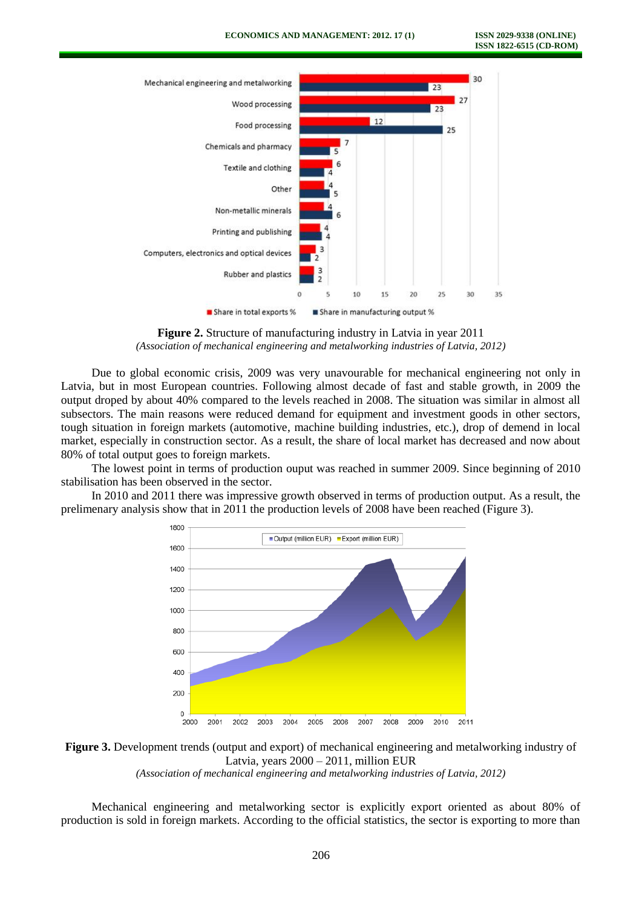**Figure 2.** Structure of manufacturing industry in Latvia in year 2011
*(Association of mechanical engineering and metalworking industries of Latvia, 2012)*

Due to global economic crisis, 2009 was very unavourable for mechanical engineering not only in Latvia, but in most European countries. Following almost decade of fast and stable growth, in 2009 the output droped by about 40% compared to the levels reached in 2008. The situation was similar in almost all subsectors. The main reasons were reduced demand for equipment and investment goods in other sectors, tough situation in foreign markets (automotive, machine building industries, etc.), drop of demand in local market, especially in construction sector. As a result, the share of local market has decreased and now about 80% of total output goes to foreign markets.

The lowest point in terms of production ouput was reached in summer 2009. Since beginning of 2010 stabilisation has been observed in the sector.

In 2010 and 2011 there was impressive growth observed in terms of production output. As a result, the prelimenary analysis show that in 2011 the production levels of 2008 have been reached (Figure 3).

**Figure 3.** Development trends (output and export) of mechanical engineering and metalworking industry of Latvia, years 2000 – 2011, million EUR
*(Association of mechanical engineering and metalworking industries of Latvia, 2012)*

Mechanical engineering and metalworking sector is explicitly export oriented as about 80% of production is sold in foreign markets. According to the official statistics, the sector is exporting to more than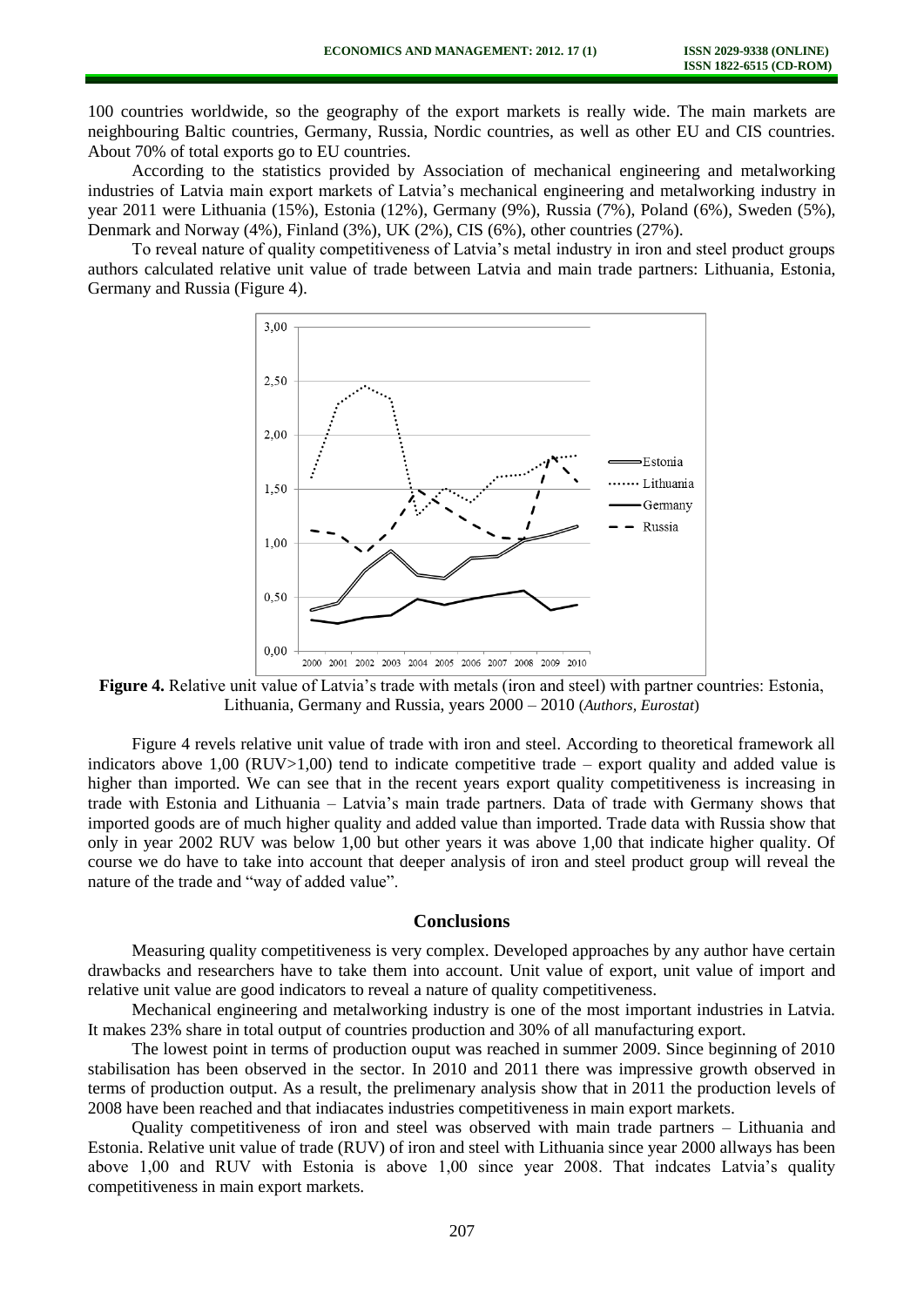100 countries worldwide, so the geography of the export markets is really wide. The main markets are neighbouring Baltic countries, Germany, Russia, Nordic countries, as well as other EU and CIS countries. About 70% of total exports go to EU countries.

According to the statistics provided by Association of mechanical engineering and metalworking industries of Latvia main export markets of Latvia's mechanical engineering and metalworking industry in year 2011 were Lithuania (15%), Estonia (12%), Germany (9%), Russia (7%), Poland (6%), Sweden (5%), Denmark and Norway (4%), Finland (3%), UK (2%), CIS (6%), other countries (27%).

To reveal nature of quality competitiveness of Latvia's metal industry in iron and steel product groups authors calculated relative unit value of trade between Latvia and main trade partners: Lithuania, Estonia, Germany and Russia (Figure 4).

**Figure 4.** Relative unit value of Latvia's trade with metals (iron and steel) with partner countries: Estonia, Lithuania, Germany and Russia, years 2000 – 2010 (*Authors, Eurostat*)

Figure 4 revels relative unit value of trade with iron and steel. According to theoretical framework all indicators above 1,00 (RUV>1,00) tend to indicate competitive trade – export quality and added value is higher than imported. We can see that in the recent years export quality competitiveness is increasing in trade with Estonia and Lithuania – Latvia's main trade partners. Data of trade with Germany shows that imported goods are of much higher quality and added value than imported. Trade data with Russia show that only in year 2002 RUV was below 1,00 but other years it was above 1,00 that indicate higher quality. Of course we do have to take into account that deeper analysis of iron and steel product group will reveal the nature of the trade and "way of added value".

## Conclusions

Measuring quality competitiveness is very complex. Developed approaches by any author have certain drawbacks and researchers have to take them into account. Unit value of export, unit value of import and relative unit value are good indicators to reveal a nature of quality competitiveness.

Mechanical engineering and metalworking industry is one of the most important industries in Latvia. It makes 23% share in total output of countries production and 30% of all manufacturing export.

The lowest point in terms of production ouput was reached in summer 2009. Since beginning of 2010 stabilisation has been observed in the sector. In 2010 and 2011 there was impressive growth observed in terms of production output. As a result, the prelimenary analysis show that in 2011 the production levels of 2008 have been reached and that indiacates industries competitiveness in main export markets.

Quality competitiveness of iron and steel was observed with main trade partners – Lithuania and Estonia. Relative unit value of trade (RUV) of iron and steel with Lithuania since year 2000 allways has been above 1,00 and RUV with Estonia is above 1,00 since year 2008. That indcates Latvia's quality competitiveness in main export markets.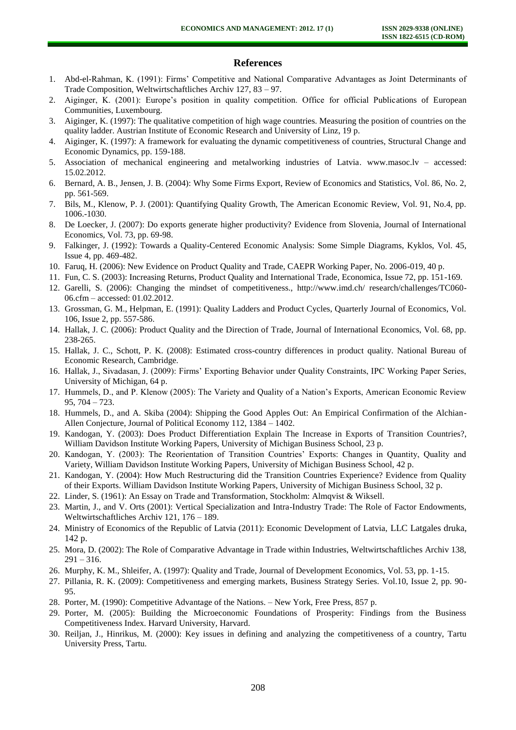## References

1. Abd-el-Rahman, K. (1991): Firms' Competitive and National Comparative Advantages as Joint Determinants of Trade Composition, Weltwirtschaftliches Archiv 127, 83 – 97.
2. Aiginger, K. (2001): Europe's position in quality competition. Office for official Publications of European Communities, Luxembourg.
3. Aiginger, K. (1997): The qualitative competition of high wage countries. Measuring the position of countries on the quality ladder. Austrian Institute of Economic Research and University of Linz, 19 p.
4. Aiginger, K. (1997): A framework for evaluating the dynamic competitiveness of countries, Structural Change and Economic Dynamics, pp. 159-188.
5. Association of mechanical engineering and metalworking industries of Latvia. www.masoc.lv – accessed: 15.02.2012.
6. Bernard, A. B., Jensen, J. B. (2004): Why Some Firms Export, Review of Economics and Statistics, Vol. 86, No. 2, pp. 561-569.
7. Bils, M., Klenow, P. J. (2001): Quantifying Quality Growth, The American Economic Review, Vol. 91, No.4, pp. 1006.-1030.
8. De Loecker, J. (2007): Do exports generate higher productivity? Evidence from Slovenia, Journal of International Economics, Vol. 73, pp. 69-98.
9. Falkinger, J. (1992): Towards a Quality-Centered Economic Analysis: Some Simple Diagrams, Kyklos, Vol. 45, Issue 4, pp. 469-482.
10. Faruq, H. (2006): New Evidence on Product Quality and Trade, CAEPR Working Paper, No. 2006-019, 40 p.
11. Fun, C. S. (2003): Increasing Returns, Product Quality and International Trade, Economica, Issue 72, pp. 151-169.
12. Garelli, S. (2006): Changing the mindset of competitiveness., http://www.imd.ch/ research/challenges/TC060-06.cfm – accessed: 01.02.2012.
13. Grossman, G. M., Helpman, E. (1991): Quality Ladders and Product Cycles, Quarterly Journal of Economics, Vol. 106, Issue 2, pp. 557-586.
14. Hallak, J. C. (2006): Product Quality and the Direction of Trade, Journal of International Economics, Vol. 68, pp. 238-265.
15. Hallak, J. C., Schott, P. K. (2008): Estimated cross-country differences in product quality. National Bureau of Economic Research, Cambridge.
16. Hallak, J., Sivadasan, J. (2009): Firms' Exporting Behavior under Quality Constraints, IPC Working Paper Series, University of Michigan, 64 p.
17. Hummels, D., and P. Klenow (2005): The Variety and Quality of a Nation's Exports, American Economic Review 95, 704 – 723.
18. Hummels, D., and A. Skiba (2004): Shipping the Good Apples Out: An Empirical Confirmation of the Alchian-Allen Conjecture, Journal of Political Economy 112, 1384 – 1402.
19. Kandogan, Y. (2003): Does Product Differentiation Explain The Increase in Exports of Transition Countries?, William Davidson Institute Working Papers, University of Michigan Business School, 23 p.
20. Kandogan, Y. (2003): The Reorientation of Transition Countries' Exports: Changes in Quantity, Quality and Variety, William Davidson Institute Working Papers, University of Michigan Business School, 42 p.
21. Kandogan, Y. (2004): How Much Restructuring did the Transition Countries Experience? Evidence from Quality of their Exports. William Davidson Institute Working Papers, University of Michigan Business School, 32 p.
22. Linder, S. (1961): An Essay on Trade and Transformation, Stockholm: Almqvist & Wiksell.
23. Martin, J., and V. Orts (2001): Vertical Specialization and Intra-Industry Trade: The Role of Factor Endowments, Weltwirtschaftliches Archiv 121, 176 – 189.
24. Ministry of Economics of the Republic of Latvia (2011): Economic Development of Latvia, LLC Latgales druka, 142 p.
25. Mora, D. (2002): The Role of Comparative Advantage in Trade within Industries, Weltwirtschaftliches Archiv 138, 291 – 316.
26. Murphy, K. M., Shleifer, A. (1997): Quality and Trade, Journal of Development Economics, Vol. 53, pp. 1-15.
27. Pillania, R. K. (2009): Competitiveness and emerging markets, Business Strategy Series. Vol.10, Issue 2, pp. 90-95.
28. Porter, M. (1990): Competitive Advantage of the Nations. – New York, Free Press, 857 p.
29. Porter, M. (2005): Building the Microeconomic Foundations of Prosperity: Findings from the Business Competitiveness Index. Harvard University, Harvard.
30. Reiljan, J., Hinrikus, M. (2000): Key issues in defining and analyzing the competitiveness of a country, Tartu University Press, Tartu.